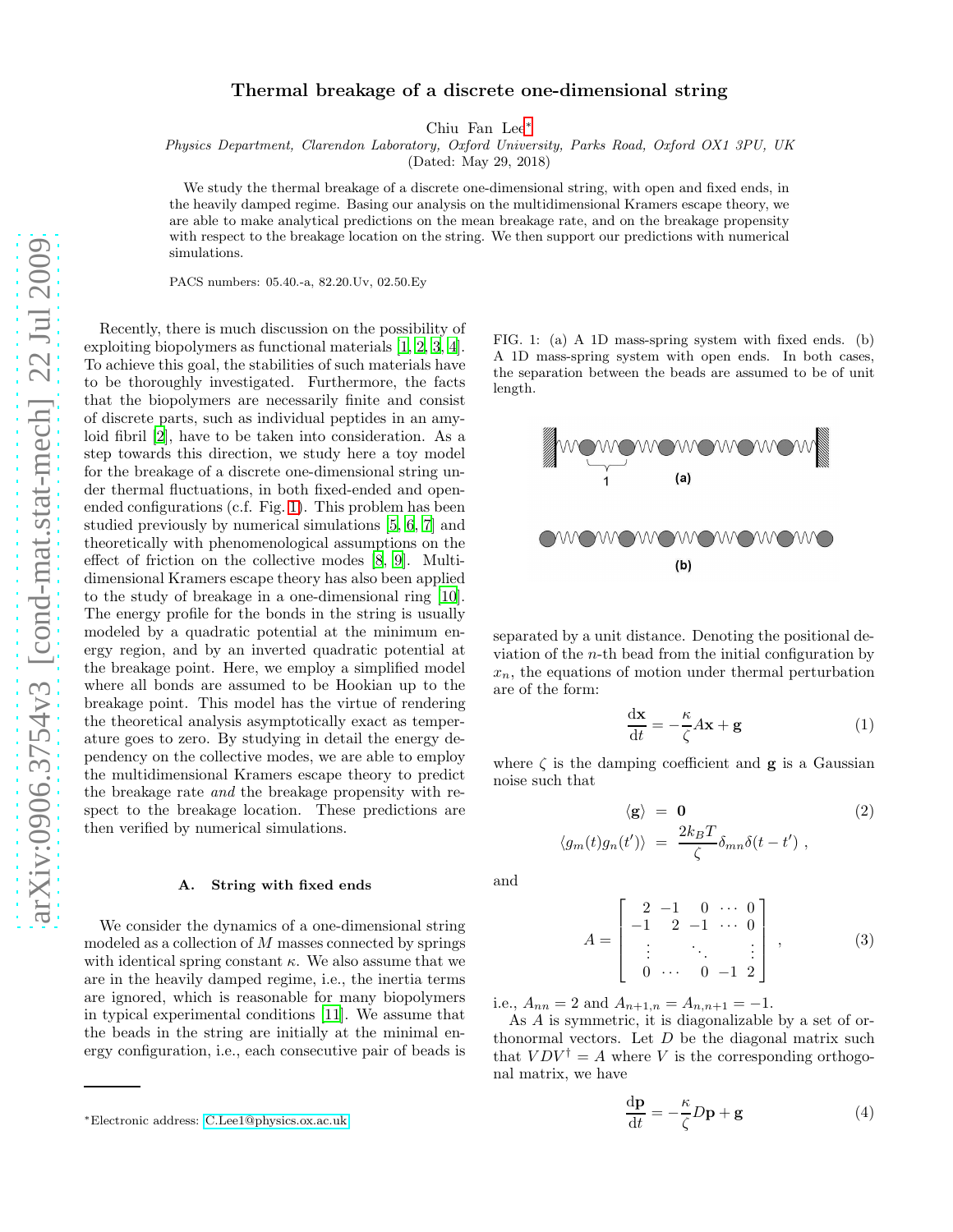# Thermal breakage of a discrete one-dimensional string

Chiu Fan Lee*

*Physics Department, Clarendon Laboratory, Oxford University, Parks Road, Oxford OX1 3PU, UK*

(Dated: May 29, 2018)

We study the thermal breakage of a discrete one-dimensional string, with open and fixed ends, in the heavily damped regime. Basing our analysis on the multidimensional Kramers escape theory, we are able to make analytical predictions on the mean breakage rate, and on the breakage propensity with respect to the breakage location on the string. We then support our predictions with numerical simulations.

PACS numbers: 05.40.-a, 82.20.Uv, 02.50.Ey

Recently, there is much discussion on the possibility of exploiting biopolymers as functional materials [1, 2, 3, 4]. To achieve this goal, the stabilities of such materials have to be thoroughly investigated. Furthermore, the facts that the biopolymers are necessarily finite and consist of discrete parts, such as individual peptides in an amyloid fibril [2], have to be taken into consideration. As a step towards this direction, we study here a toy model for the breakage of a discrete one-dimensional string under thermal fluctuations, in both fixed-ended and open-ended configurations (c.f. Fig. 1). This problem has been studied previously by numerical simulations [5, 6, 7] and theoretically with phenomenological assumptions on the effect of friction on the collective modes [8, 9]. Multidimensional Kramers escape theory has also been applied to the study of breakage in a one-dimensional ring [10]. The energy profile for the bonds in the string is usually modeled by a quadratic potential at the minimum energy region, and by an inverted quadratic potential at the breakage point. Here, we employ a simplified model where all bonds are assumed to be Hookian up to the breakage point. This model has the virtue of rendering the theoretical analysis asymptotically exact as temperature goes to zero. By studying in detail the energy dependency on the collective modes, we are able to employ the multidimensional Kramers escape theory to predict the breakage rate *and* the breakage propensity with respect to the breakage location. These predictions are then verified by numerical simulations.

### A. String with fixed ends

We consider the dynamics of a one-dimensional string modeled as a collection of $M$ masses connected by springs with identical spring constant $\kappa$. We also assume that we are in the heavily damped regime, i.e., the inertia terms are ignored, which is reasonable for many biopolymers in typical experimental conditions [11]. We assume that the beads in the string are initially at the minimal energy configuration, i.e., each consecutive pair of beads is separated by a unit distance. Denoting the positional deviation of the $n$-th bead from the initial configuration by $x_n$, the equations of motion under thermal perturbation are of the form:

FIG. 1: (a) A 1D mass-spring system with fixed ends. (b) A 1D mass-spring system with open ends. In both cases, the separation between the beads are assumed to be of unit length.

$$\frac{\mathrm{d}\mathbf{x}}{\mathrm{d}t} = -\frac{\kappa}{\zeta}A\mathbf{x} + \mathbf{g} \tag{1}$$

where $\zeta$ is the damping coefficient and $\mathbf{g}$ is a Gaussian noise such that

$$\begin{aligned} \langle \mathbf{g} \rangle &= \mathbf{0} \\ \langle g_m(t) g_n(t') \rangle &= \frac{2k_BT}{\zeta}\delta_{mn}\delta(t-t') \ , \end{aligned} \tag{2}$$

and

$$A = \begin{bmatrix} 2 & -1 & 0 & \cdots & 0 \\ -1 & 2 & -1 & \cdots & 0 \\ \vdots & & \ddots & & \vdots \\ 0 & \cdots & 0 & -1 & 2 \end{bmatrix} , \tag{3}$$

i.e., $A_{nn} = 2$ and $A_{n+1,n} = A_{n,n+1} = -1$.

As $A$ is symmetric, it is diagonalizable by a set of orthonormal vectors. Let $D$ be the diagonal matrix such that $VDV^\dagger = A$ where $V$ is the corresponding orthogonal matrix, we have

$$\frac{\mathrm{d}\mathbf{p}}{\mathrm{d}t} = -\frac{\kappa}{\zeta}D\mathbf{p} + \mathbf{g} \tag{4}$$

*Electronic address: C.Lee1@physics.ox.ac.uk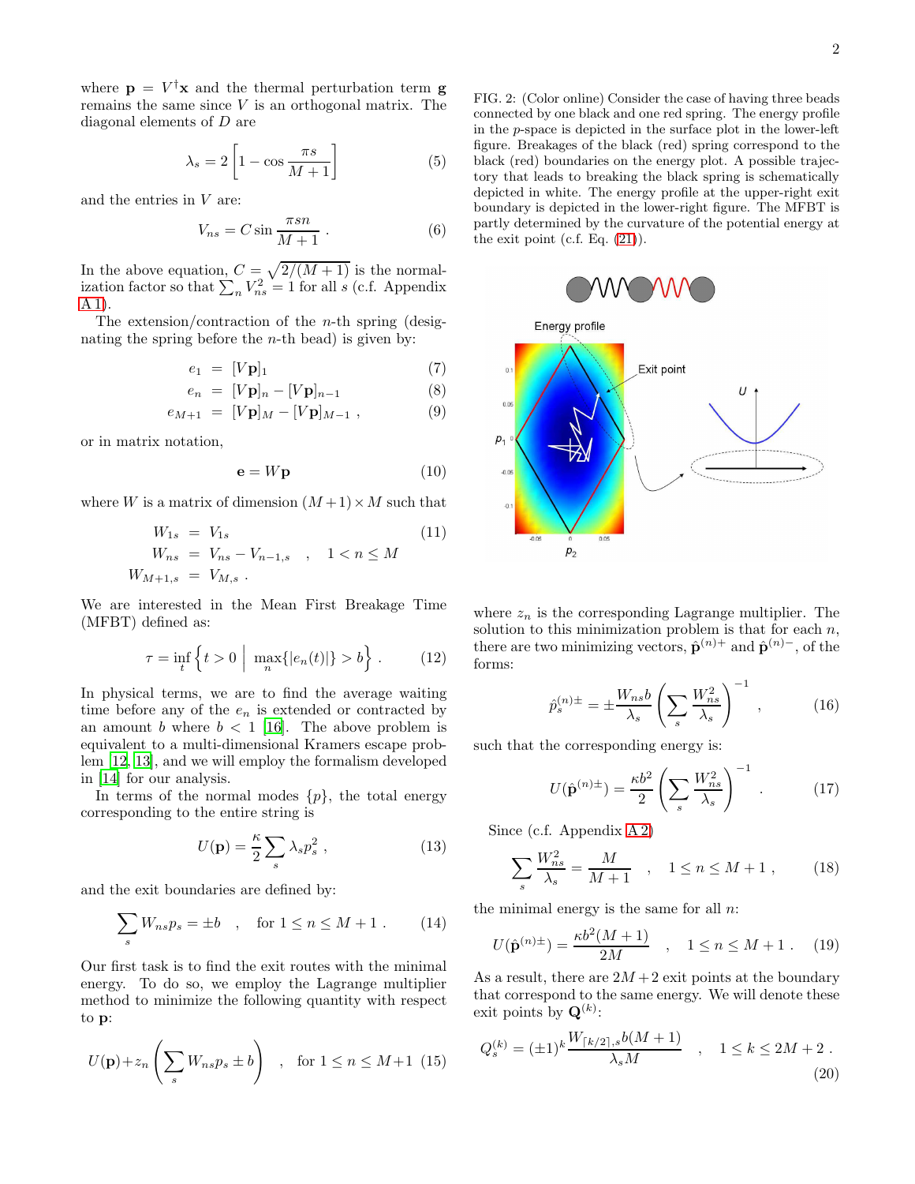where $\mathbf{p} = V^\dagger \mathbf{x}$ and the thermal perturbation term $\mathbf{g}$ remains the same since $V$ is an orthogonal matrix. The diagonal elements of $D$ are

$$\lambda_s = 2\left[1 - \cos\frac{\pi s}{M+1}\right] \tag{5}$$

and the entries in $V$ are:

$$V_{ns} = C \sin\frac{\pi s n}{M+1} \,. \tag{6}$$

In the above equation, $C = \sqrt{2/(M+1)}$ is the normalization factor so that $\sum_n V_{ns}^2 = 1$ for all $s$ (c.f. Appendix A 1).

The extension/contraction of the $n$-th spring (designating the spring before the $n$-th bead) is given by:

$$e_1 = [V\mathbf{p}]_1 \tag{7}$$
$$e_n = [V\mathbf{p}]_n - [V\mathbf{p}]_{n-1} \tag{8}$$
$$e_{M+1} = [V\mathbf{p}]_M - [V\mathbf{p}]_{M-1} \,, \tag{9}$$

or in matrix notation,

$$\mathbf{e} = W\mathbf{p} \tag{10}$$

where $W$ is a matrix of dimension $(M+1)\times M$ such that

$$\begin{aligned} W_{1s} &= V_{1s} \\ W_{ns} &= V_{ns} - V_{n-1,s} \quad , \quad 1 < n \le M \\ W_{M+1,s} &= V_{M,s} \,. \end{aligned} \tag{11}$$

We are interested in the Mean First Breakage Time (MFBT) defined as:

$$\tau = \inf_t \left\{ t > 0 \;\middle|\; \max_n\{|e_n(t)|\} > b \right\} \,. \tag{12}$$

In physical terms, we are to find the average waiting time before any of the $e_n$ is extended or contracted by an amount $b$ where $b < 1$ [16]. The above problem is equivalent to a multi-dimensional Kramers escape problem [12, 13], and we will employ the formalism developed in [14] for our analysis.

In terms of the normal modes $\{p\}$, the total energy corresponding to the entire string is

$$U(\mathbf{p}) = \frac{\kappa}{2}\sum_s \lambda_s p_s^2 \,, \tag{13}$$

and the exit boundaries are defined by:

$$\sum_s W_{ns} p_s = \pm b \quad , \quad \text{for } 1 \le n \le M+1 \,. \tag{14}$$

Our first task is to find the exit routes with the minimal energy. To do so, we employ the Lagrange multiplier method to minimize the following quantity with respect to $\mathbf{p}$:

$$U(\mathbf{p}) + z_n\left(\sum_s W_{ns} p_s \pm b\right) \quad , \quad \text{for } 1 \le n \le M+1 \tag{15}$$

FIG. 2: (Color online) Consider the case of having three beads connected by one black and one red spring. The energy profile in the $p$-space is depicted in the surface plot in the lower-left figure. Breakages of the black (red) spring correspond to the black (red) boundaries on the energy plot. A possible trajectory that leads to breaking the black spring is schematically depicted in white. The energy profile at the upper-right exit boundary is depicted in the lower-right figure. The MFBT is partly determined by the curvature of the potential energy at the exit point (c.f. Eq. (21)).

where $z_n$ is the corresponding Lagrange multiplier. The solution to this minimization problem is that for each $n$, there are two minimizing vectors, $\hat{\mathbf{p}}^{(n)+}$ and $\hat{\mathbf{p}}^{(n)-}$, of the forms:

$$\hat{p}_s^{(n)\pm} = \pm\frac{W_{ns} b}{\lambda_s}\left(\sum_s \frac{W_{ns}^2}{\lambda_s}\right)^{-1} \,, \tag{16}$$

such that the corresponding energy is:

$$U(\hat{\mathbf{p}}^{(n)\pm}) = \frac{\kappa b^2}{2}\left(\sum_s \frac{W_{ns}^2}{\lambda_s}\right)^{-1} \,. \tag{17}$$

Since (c.f. Appendix A 2)

$$\sum_s \frac{W_{ns}^2}{\lambda_s} = \frac{M}{M+1} \quad , \quad 1 \le n \le M+1 \,, \tag{18}$$

the minimal energy is the same for all $n$:

$$U(\hat{\mathbf{p}}^{(n)\pm}) = \frac{\kappa b^2 (M+1)}{2M} \quad , \quad 1 \le n \le M+1 \,. \tag{19}$$

As a result, there are $2M+2$ exit points at the boundary that correspond to the same energy. We will denote these exit points by $\mathbf{Q}^{(k)}$:

$$Q_s^{(k)} = (\pm 1)^k \frac{W_{\lceil k/2 \rceil, s}\, b(M+1)}{\lambda_s M} \quad , \quad 1 \le k \le 2M+2 \,. \tag{20}$$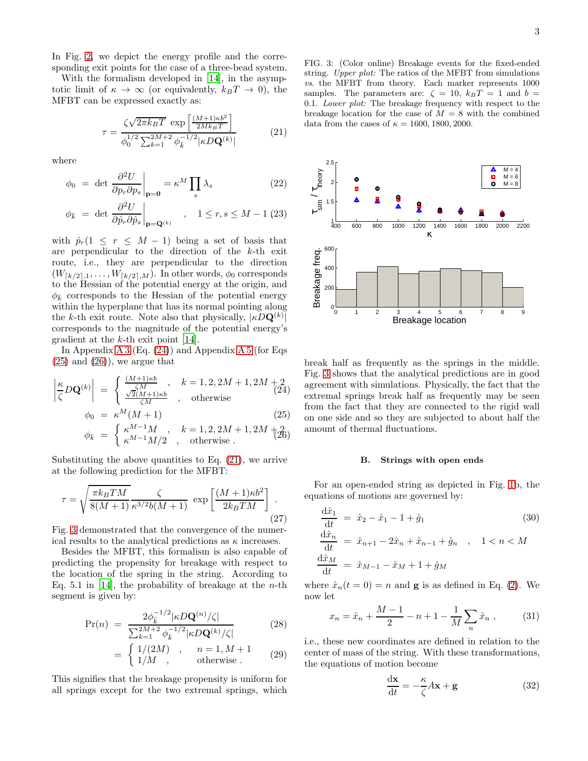In Fig. 2, we depict the energy profile and the corresponding exit points for the case of a three-bead system.

With the formalism developed in [14], in the asymptotic limit of $\kappa \to \infty$ (or equivalently, $k_BT \to 0$), the MFBT can be expressed exactly as:

$$\tau = \frac{\zeta\sqrt{2\pi k_BT}\ \exp\left[\frac{(M+1)\kappa b^2}{2Mk_BT}\right]}{\phi_0^{1/2}\sum_{k=1}^{2M+2}\phi_{\bar{k}}^{-1/2}|\kappa D\mathbf{Q}^{(k)}|} \tag{21}$$

where

$$\phi_0 = \det \left.\frac{\partial^2 U}{\partial p_r \partial p_s}\right|_{\mathbf{p}=\mathbf{0}} = \kappa^M \prod_s \lambda_s \tag{22}$$

$$\phi_{\bar{k}} = \det \left.\frac{\partial^2 U}{\partial \hat{p}_r \partial \hat{p}_s}\right|_{\mathbf{p}=\mathbf{Q}^{(k)}} \quad , \quad 1 \le r, s \le M-1 \tag{23}$$

with $\hat{p}_r (1 \le r \le M-1)$ being a set of basis that are perpendicular to the direction of the $k$-th exit route, i.e., they are perpendicular to the direction $(W_{\lceil k/2\rceil,1},\ldots,W_{\lceil k/2\rceil,M})$. In other words, $\phi_0$ corresponds to the Hessian of the potential energy at the origin, and $\phi_{\bar{k}}$ corresponds to the Hessian of the potential energy within the hyperplane that has its normal pointing along the $k$-th exit route. Note also that physically, $|\kappa D\mathbf{Q}^{(k)}|$ corresponds to the magnitude of the potential energy's gradient at the $k$-th exit point [14].

In Appendix A 3 (Eq. (24)) and Appendix A 5 (for Eqs (25) and (26)), we argue that

$$\left|\frac{\kappa}{\zeta}D\mathbf{Q}^{(k)}\right| = \begin{cases} \frac{(M+1)\kappa b}{\zeta M} & , \quad k = 1, 2, 2M+1, 2M+2 \\ \frac{\sqrt{2}(M+1)\kappa b}{\zeta M} & , \quad \text{otherwise} \end{cases} \tag{24}$$

$$\phi_0 = \kappa^M(M+1) \tag{25}$$

$$\phi_{\bar{k}} = \begin{cases} \kappa^{M-1}M & , \quad k = 1, 2, 2M+1, 2M+2 \\ \kappa^{M-1}M/2 & , \quad \text{otherwise}\ . \end{cases} \tag{26}$$

Substituting the above quantities to Eq. (21), we arrive at the following prediction for the MFBT:

$$\tau = \sqrt{\frac{\pi k_BTM}{8(M+1)}}\frac{\zeta}{\kappa^{3/2}b(M+1)}\ \exp\left[\frac{(M+1)\kappa b^2}{2k_BTM}\right]\ . \tag{27}$$

Fig. 3 demonstrated that the convergence of the numerical results to the analytical predictions as $\kappa$ increases.

Besides the MFBT, this formalism is also capable of predicting the propensity for breakage with respect to the location of the spring in the string. According to Eq. 5.1 in [14], the probability of breakage at the $n$-th segment is given by:

$$\Pr(n) = \frac{2\phi_{\bar{k}}^{-1/2}|\kappa D\mathbf{Q}^{(n)}/\zeta|}{\sum_{k=1}^{2M+2}\phi_{\bar{k}}^{-1/2}|\kappa D\mathbf{Q}^{(k)}/\zeta|} \tag{28}$$

$$= \begin{cases} 1/(2M) & , \quad n = 1, M+1 \\ 1/M & , \quad \text{otherwise}\ . \end{cases} \tag{29}$$

This signifies that the breakage propensity is uniform for all springs except for the two extremal springs, which break half as frequently as the springs in the middle. Fig. 3 shows that the analytical predictions are in good agreement with simulations. Physically, the fact that the extremal springs break half as frequently may be seen from the fact that they are connected to the rigid wall on one side and so they are subjected to about half the amount of thermal fluctuations.

FIG. 3: (Color online) Breakage events for the fixed-ended string. *Upper plot:* The ratios of the MFBT from simulations *vs.* the MFBT from theory. Each marker represents 1000 samples. The parameters are: $\zeta = 10$, $k_BT = 1$ and $b = 0.1$. *Lower plot:* The breakage frequency with respect to the breakage location for the case of $M = 8$ with the combined data from the cases of $\kappa = 1600, 1800, 2000$.

## B. Strings with open ends

For an open-ended string as depicted in Fig. 1b, the equations of motions are governed by:

$$\frac{\mathrm{d}\hat{x}_1}{\mathrm{d}t} = \hat{x}_2 - \hat{x}_1 - 1 + \hat{g}_1 \tag{30}$$

$$\frac{\mathrm{d}\hat{x}_n}{\mathrm{d}t} = \hat{x}_{n+1} - 2\hat{x}_n + \hat{x}_{n-1} + \hat{g}_n \quad , \quad 1 < n < M$$

$$\frac{\mathrm{d}\hat{x}_M}{\mathrm{d}t} = \hat{x}_{M-1} - \hat{x}_M + 1 + \hat{g}_M$$

where $\hat{x}_n(t=0) = n$ and $\mathbf{g}$ is as defined in Eq. (2). We now let

$$x_n = \hat{x}_n + \frac{M-1}{2} - n + 1 - \frac{1}{M}\sum_n \hat{x}_n\ , \tag{31}$$

i.e., these new coordinates are defined in relation to the center of mass of the string. With these transformations, the equations of motion become

$$\frac{\mathrm{d}\mathbf{x}}{\mathrm{d}t} = -\frac{\kappa}{\zeta}A\mathbf{x} + \mathbf{g} \tag{32}$$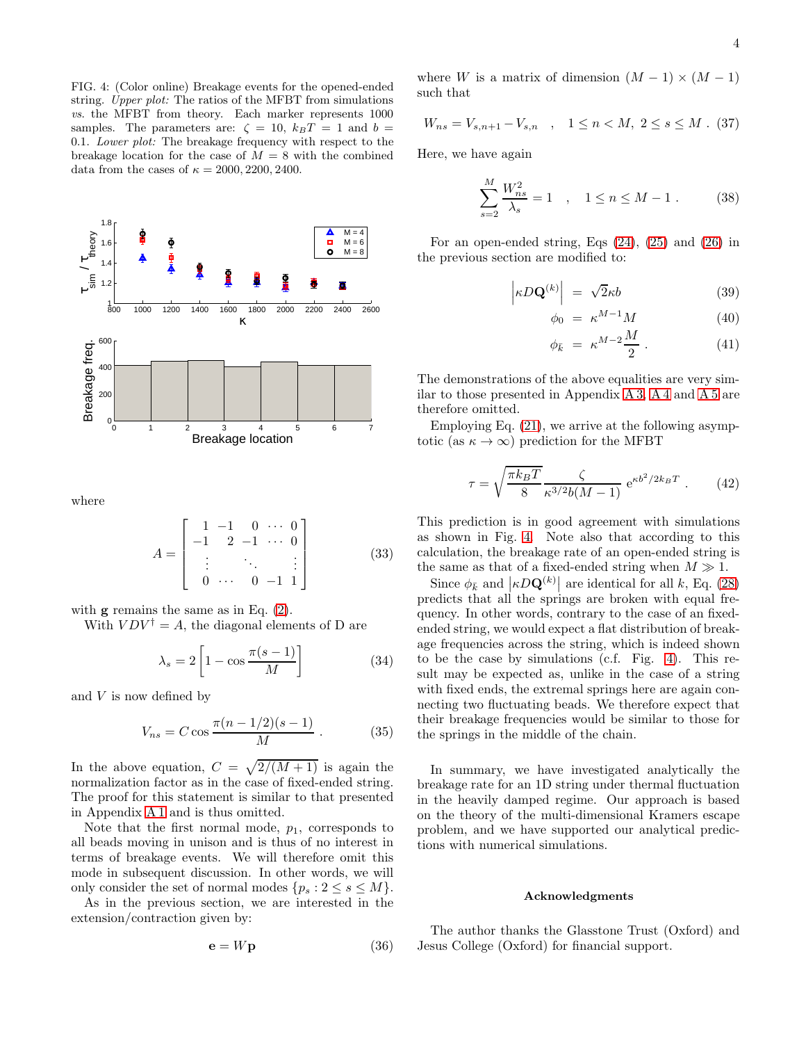FIG. 4: (Color online) Breakage events for the opened-ended string. *Upper plot:* The ratios of the MFBT from simulations *vs.* the MFBT from theory. Each marker represents 1000 samples. The parameters are: $\zeta = 10$, $k_BT = 1$ and $b = 0.1$. *Lower plot:* The breakage frequency with respect to the breakage location for the case of $M = 8$ with the combined data from the cases of $\kappa = 2000, 2200, 2400$.

where

$$A = \begin{bmatrix} 1 & -1 & 0 & \cdots & 0 \\ -1 & 2 & -1 & \cdots & 0 \\ \vdots & & \ddots & & \vdots \\ 0 & \cdots & 0 & -1 & 1 \end{bmatrix} \tag{33}$$

with $\mathbf{g}$ remains the same as in Eq. (2).

With $VDV^\dagger = A$, the diagonal elements of D are

$$\lambda_s = 2\left[1 - \cos\frac{\pi(s-1)}{M}\right] \tag{34}$$

and $V$ is now defined by

$$V_{ns} = C\cos\frac{\pi(n-1/2)(s-1)}{M} \; . \tag{35}$$

In the above equation, $C = \sqrt{2/(M+1)}$ is again the normalization factor as in the case of fixed-ended string. The proof for this statement is similar to that presented in Appendix A 1 and is thus omitted.

Note that the first normal mode, $p_1$, corresponds to all beads moving in unison and is thus of no interest in terms of breakage events. We will therefore omit this mode in subsequent discussion. In other words, we will only consider the set of normal modes $\{p_s : 2 \le s \le M\}$.

As in the previous section, we are interested in the extension/contraction given by:

$$\mathbf{e} = W\mathbf{p} \tag{36}$$

where $W$ is a matrix of dimension $(M-1)\times(M-1)$ such that

$$W_{ns} = V_{s,n+1} - V_{s,n} \quad , \quad 1 \le n < M,\; 2 \le s \le M \; . \tag{37}$$

Here, we have again

$$\sum_{s=2}^{M} \frac{W_{ns}^2}{\lambda_s} = 1 \quad , \quad 1 \le n \le M-1 \; . \tag{38}$$

For an open-ended string, Eqs (24), (25) and (26) in the previous section are modified to:

$$\left|\kappa D\mathbf{Q}^{(k)}\right| = \sqrt{2}\kappa b \tag{39}$$

$$\phi_0 = \kappa^{M-1}M \tag{40}$$

$$\phi_{\bar{k}} = \kappa^{M-2}\frac{M}{2} \; . \tag{41}$$

The demonstrations of the above equalities are very similar to those presented in Appendix A 3, A 4 and A 5 are therefore omitted.

Employing Eq. (21), we arrive at the following asymptotic (as $\kappa \to \infty$) prediction for the MFBT

$$\tau = \sqrt{\frac{\pi k_BT}{8}}\frac{\zeta}{\kappa^{3/2}b(M-1)}\, e^{\kappa b^2/2k_BT} \; . \tag{42}$$

This prediction is in good agreement with simulations as shown in Fig. 4. Note also that according to this calculation, the breakage rate of an open-ended string is the same as that of a fixed-ended string when $M \gg 1$.

Since $\phi_{\bar{k}}$ and $\left|\kappa D\mathbf{Q}^{(k)}\right|$ are identical for all $k$, Eq. (28) predicts that all the springs are broken with equal frequency. In other words, contrary to the case of an fixed-ended string, we would expect a flat distribution of breakage frequencies across the string, which is indeed shown to be the case by simulations (c.f. Fig. 4). This result may be expected as, unlike in the case of a string with fixed ends, the extremal springs here are again connecting two fluctuating beads. We therefore expect that their breakage frequencies would be similar to those for the springs in the middle of the chain.

In summary, we have investigated analytically the breakage rate for an 1D string under thermal fluctuation in the heavily damped regime. Our approach is based on the theory of the multi-dimensional Kramers escape problem, and we have supported our analytical predictions with numerical simulations.

### Acknowledgments

The author thanks the Glasstone Trust (Oxford) and Jesus College (Oxford) for financial support.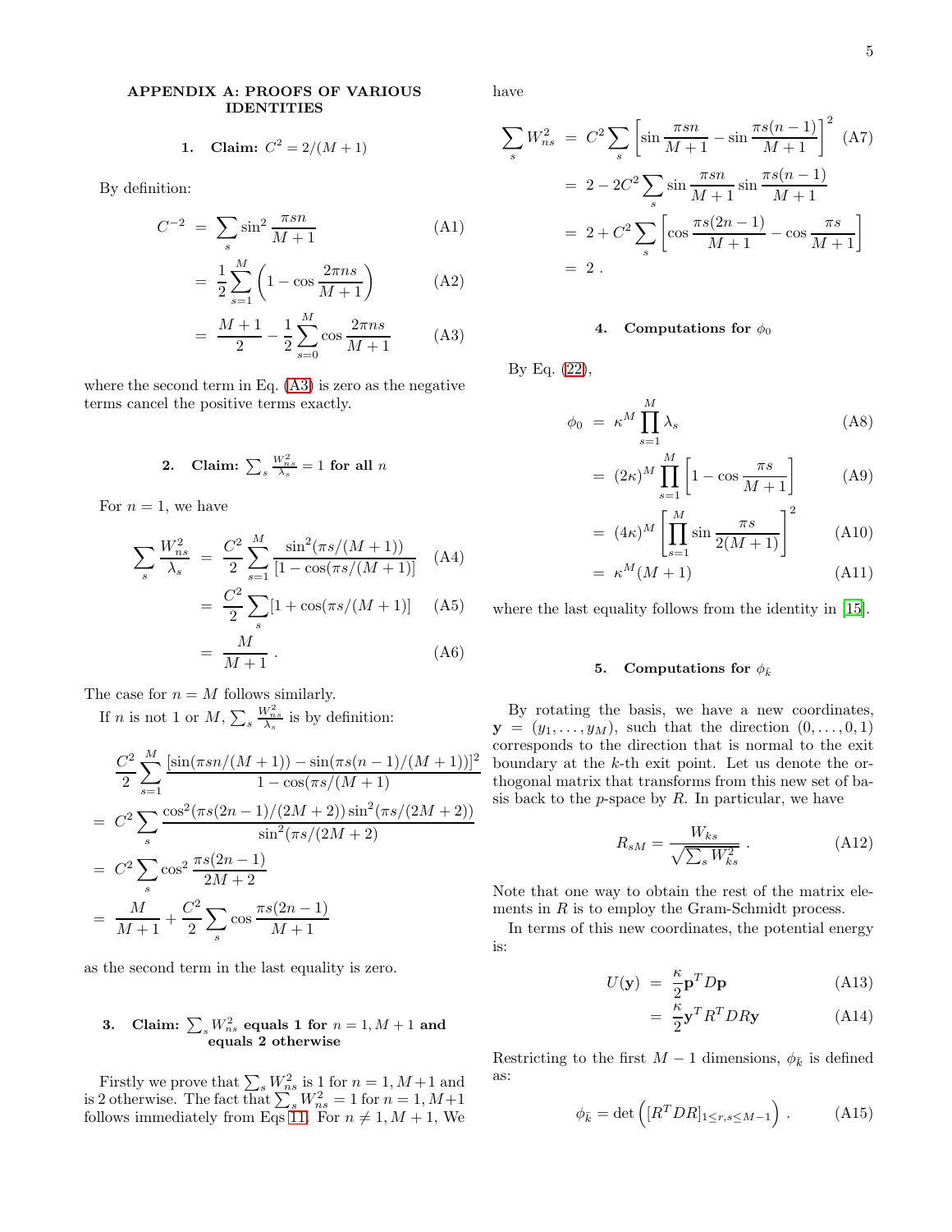## APPENDIX A: PROOFS OF VARIOUS IDENTITIES

### 1. Claim: $C^2 = 2/(M+1)$

By definition:

$$
\begin{aligned}
C^{-2} &= \sum_s \sin^2 \frac{\pi s n}{M+1} && \text{(A1)}\\
&= \frac{1}{2}\sum_{s=1}^{M}\left(1 - \cos\frac{2\pi n s}{M+1}\right) && \text{(A2)}\\
&= \frac{M+1}{2} - \frac{1}{2}\sum_{s=0}^{M}\cos\frac{2\pi n s}{M+1} && \text{(A3)}
\end{aligned}
$$

where the second term in Eq. (A3) is zero as the negative terms cancel the positive terms exactly.

### 2. Claim: $\sum_s \frac{W_{ns}^2}{\lambda_s} = 1$ for all $n$

For $n = 1$, we have

$$
\begin{aligned}
\sum_s \frac{W_{ns}^2}{\lambda_s} &= \frac{C^2}{2}\sum_{s=1}^{M}\frac{\sin^2(\pi s/(M+1))}{[1-\cos(\pi s/(M+1))]} && \text{(A4)}\\
&= \frac{C^2}{2}\sum_s [1+\cos(\pi s/(M+1)] && \text{(A5)}\\
&= \frac{M}{M+1}\,. && \text{(A6)}
\end{aligned}
$$

The case for $n = M$ follows similarly.

If $n$ is not 1 or $M$, $\sum_s \frac{W_{ns}^2}{\lambda_s}$ is by definition:

$$
\begin{aligned}
&\frac{C^2}{2}\sum_{s=1}^{M}\frac{[\sin(\pi s n/(M+1)) - \sin(\pi s(n-1)/(M+1))]^2}{1-\cos(\pi s/(M+1))}\\
&= C^2\sum_s \frac{\cos^2(\pi s(2n-1)/(2M+2))\sin^2(\pi s/(2M+2))}{\sin^2(\pi s/(2M+2)}\\
&= C^2\sum_s \cos^2\frac{\pi s(2n-1)}{2M+2}\\
&= \frac{M}{M+1} + \frac{C^2}{2}\sum_s \cos\frac{\pi s(2n-1)}{M+1}
\end{aligned}
$$

as the second term in the last equality is zero.

### 3. Claim: $\sum_s W_{ns}^2$ equals 1 for $n = 1, M+1$ and equals 2 otherwise

Firstly we prove that $\sum_s W_{ns}^2$ is 1 for $n = 1, M+1$ and is 2 otherwise. The fact that $\sum_s W_{ns}^2 = 1$ for $n = 1, M+1$ follows immediately from Eqs 11. For $n \neq 1, M+1$, We have

$$
\begin{aligned}
\sum_s W_{ns}^2 &= C^2\sum_s\left[\sin\frac{\pi s n}{M+1} - \sin\frac{\pi s(n-1)}{M+1}\right]^2 && \text{(A7)}\\
&= 2 - 2C^2\sum_s \sin\frac{\pi s n}{M+1}\sin\frac{\pi s(n-1)}{M+1}\\
&= 2 + C^2\sum_s\left[\cos\frac{\pi s(2n-1)}{M+1} - \cos\frac{\pi s}{M+1}\right]\\
&= 2\,.
\end{aligned}
$$

### 4. Computations for $\phi_0$

By Eq. (22),

$$
\begin{aligned}
\phi_0 &= \kappa^M \prod_{s=1}^{M}\lambda_s && \text{(A8)}\\
&= (2\kappa)^M \prod_{s=1}^{M}\left[1-\cos\frac{\pi s}{M+1}\right] && \text{(A9)}\\
&= (4\kappa)^M \left[\prod_{s=1}^{M}\sin\frac{\pi s}{2(M+1)}\right]^2 && \text{(A10)}\\
&= \kappa^M(M+1) && \text{(A11)}
\end{aligned}
$$

where the last equality follows from the identity in [15].

### 5. Computations for $\phi_{\bar{k}}$

By rotating the basis, we have a new coordinates, $\mathbf{y} = (y_1, \ldots, y_M)$, such that the direction $(0, \ldots, 0, 1)$ corresponds to the direction that is normal to the exit boundary at the $k$-th exit point. Let us denote the orthogonal matrix that transforms from this new set of basis back to the $p$-space by $R$. In particular, we have

$$
R_{sM} = \frac{W_{ks}}{\sqrt{\sum_s W_{ks}^2}}\,. \qquad \text{(A12)}
$$

Note that one way to obtain the rest of the matrix elements in $R$ is to employ the Gram-Schmidt process.

In terms of this new coordinates, the potential energy is:

$$
\begin{aligned}
U(\mathbf{y}) &= \frac{\kappa}{2}\mathbf{p}^T D \mathbf{p} && \text{(A13)}\\
&= \frac{\kappa}{2}\mathbf{y}^T R^T D R \mathbf{y} && \text{(A14)}
\end{aligned}
$$

Restricting to the first $M-1$ dimensions, $\phi_{\bar{k}}$ is defined as:

$$
\phi_{\bar{k}} = \det\left([R^T D R]_{1\le r,s\le M-1}\right)\,. \qquad \text{(A15)}
$$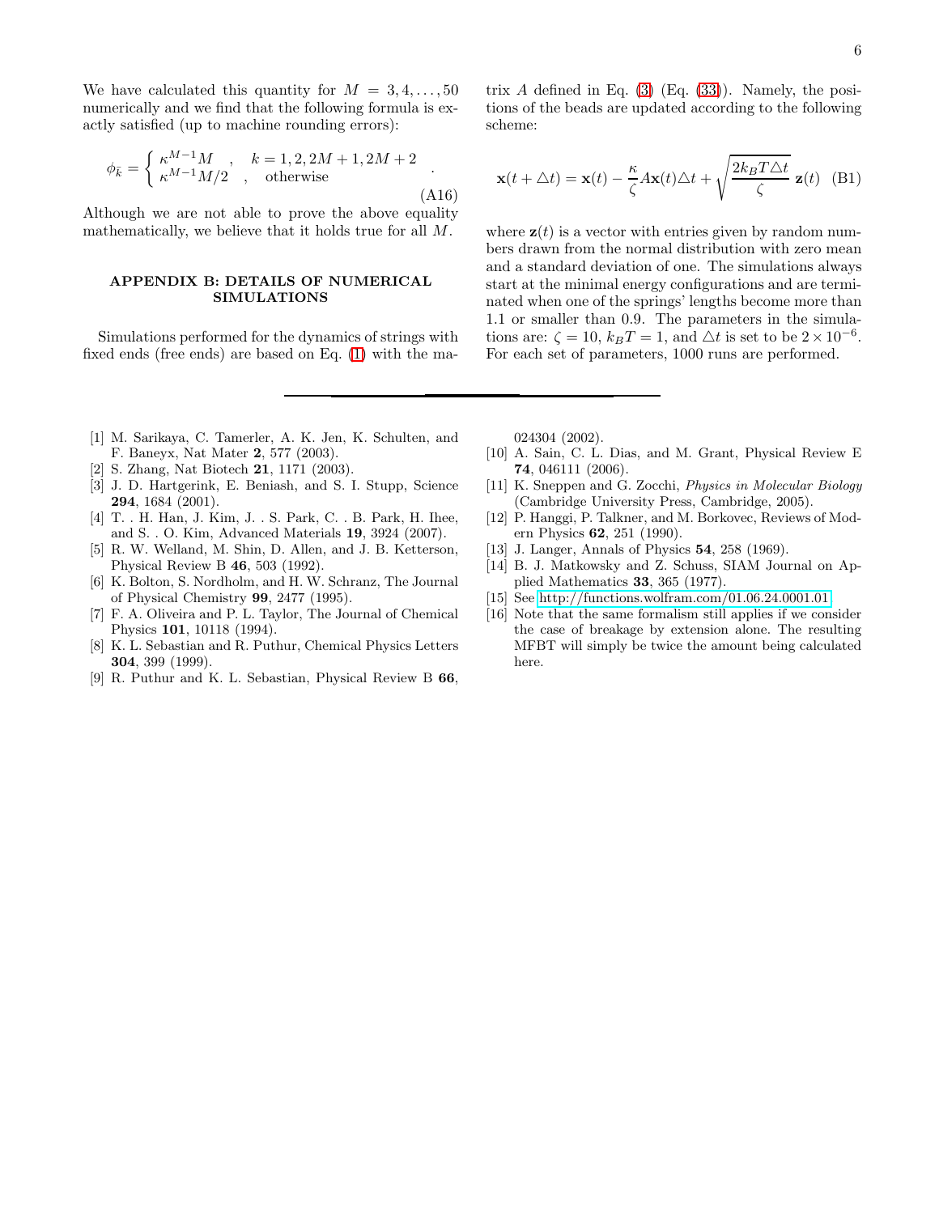We have calculated this quantity for $M = 3, 4, \ldots, 50$ numerically and we find that the following formula is exactly satisfied (up to machine rounding errors):

$$\phi_{\bar{k}} = \begin{cases} \kappa^{M-1} M & , \quad k = 1, 2, 2M+1, 2M+2 \\ \kappa^{M-1} M/2 & , \quad \text{otherwise} \end{cases} . \tag{A16}$$

Although we are not able to prove the above equality mathematically, we believe that it holds true for all $M$.

## APPENDIX B: DETAILS OF NUMERICAL SIMULATIONS

Simulations performed for the dynamics of strings with fixed ends (free ends) are based on Eq. (1) with the matrix $A$ defined in Eq. (3) (Eq. (33)). Namely, the positions of the beads are updated according to the following scheme:

$$\mathbf{x}(t + \triangle t) = \mathbf{x}(t) - \frac{\kappa}{\zeta} A \mathbf{x}(t) \triangle t + \sqrt{\frac{2 k_B T \triangle t}{\zeta}}\, \mathbf{z}(t) \tag{B1}$$

where $\mathbf{z}(t)$ is a vector with entries given by random numbers drawn from the normal distribution with zero mean and a standard deviation of one. The simulations always start at the minimal energy configurations and are terminated when one of the springs' lengths become more than 1.1 or smaller than 0.9. The parameters in the simulations are: $\zeta = 10$, $k_B T = 1$, and $\triangle t$ is set to be $2 \times 10^{-6}$. For each set of parameters, 1000 runs are performed.

---

[1] M. Sarikaya, C. Tamerler, A. K. Jen, K. Schulten, and F. Baneyx, Nat Mater **2**, 577 (2003).
[2] S. Zhang, Nat Biotech **21**, 1171 (2003).
[3] J. D. Hartgerink, E. Beniash, and S. I. Stupp, Science **294**, 1684 (2001).
[4] T. . H. Han, J. Kim, J. . S. Park, C. . B. Park, H. Ihee, and S. . O. Kim, Advanced Materials **19**, 3924 (2007).
[5] R. W. Welland, M. Shin, D. Allen, and J. B. Ketterson, Physical Review B **46**, 503 (1992).
[6] K. Bolton, S. Nordholm, and H. W. Schranz, The Journal of Physical Chemistry **99**, 2477 (1995).
[7] F. A. Oliveira and P. L. Taylor, The Journal of Chemical Physics **101**, 10118 (1994).
[8] K. L. Sebastian and R. Puthur, Chemical Physics Letters **304**, 399 (1999).
[9] R. Puthur and K. L. Sebastian, Physical Review B **66**, 024304 (2002).
[10] A. Sain, C. L. Dias, and M. Grant, Physical Review E **74**, 046111 (2006).
[11] K. Sneppen and G. Zocchi, *Physics in Molecular Biology* (Cambridge University Press, Cambridge, 2005).
[12] P. Hanggi, P. Talkner, and M. Borkovec, Reviews of Modern Physics **62**, 251 (1990).
[13] J. Langer, Annals of Physics **54**, 258 (1969).
[14] B. J. Matkowsky and Z. Schuss, SIAM Journal on Applied Mathematics **33**, 365 (1977).
[15] See http://functions.wolfram.com/01.06.24.0001.01
[16] Note that the same formalism still applies if we consider the case of breakage by extension alone. The resulting MFBT will simply be twice the amount being calculated here.